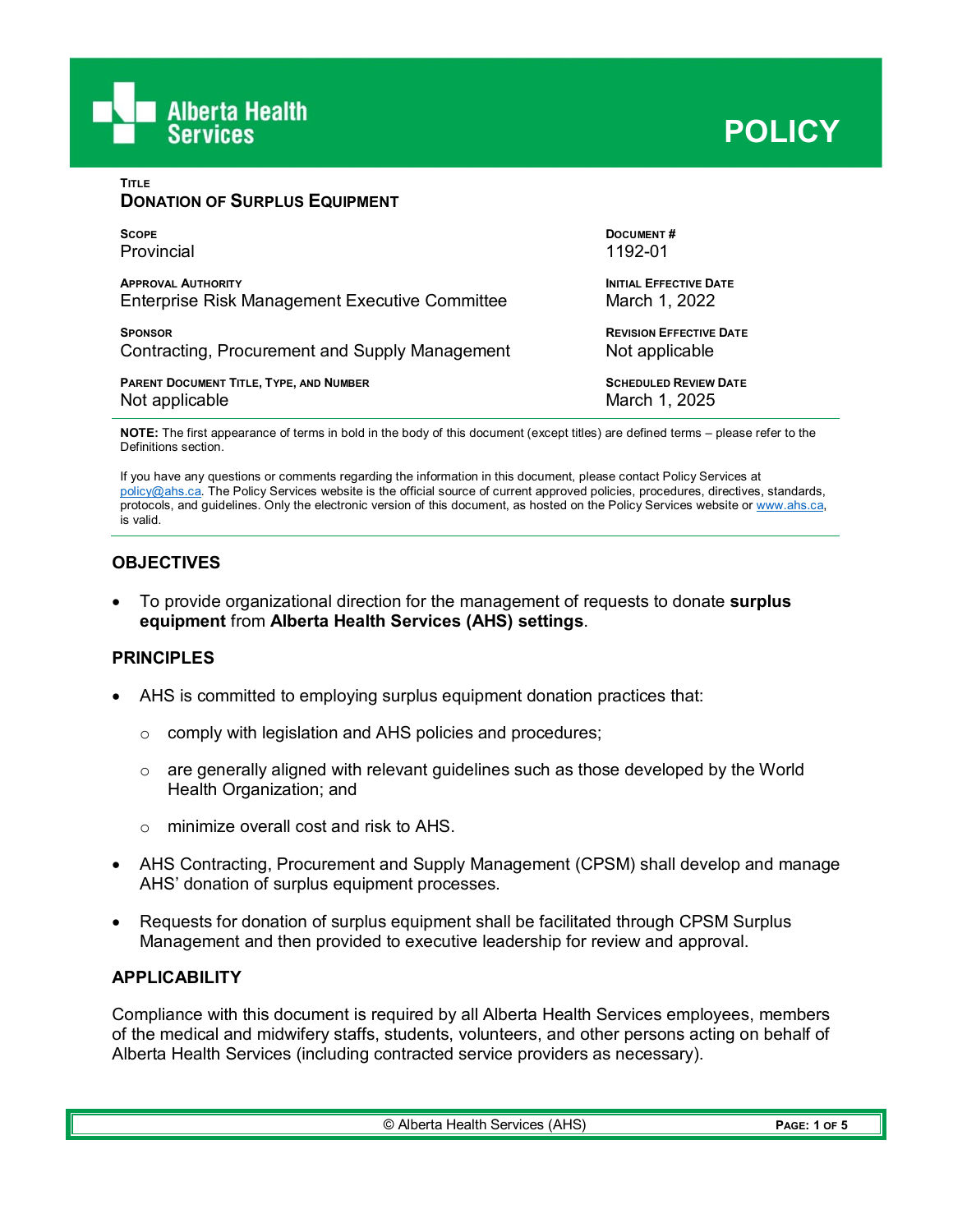Alberta Health Services

# POLICY

**TITLE**
**DONATION OF SURPLUS EQUIPMENT**

| | |
|---|---|
| **SCOPE**<br>Provincial | **DOCUMENT #**<br>1192-01 |
| **APPROVAL AUTHORITY**<br>Enterprise Risk Management Executive Committee | **INITIAL EFFECTIVE DATE**<br>March 1, 2022 |
| **SPONSOR**<br>Contracting, Procurement and Supply Management | **REVISION EFFECTIVE DATE**<br>Not applicable |
| **PARENT DOCUMENT TITLE, TYPE, AND NUMBER**<br>Not applicable | **SCHEDULED REVIEW DATE**<br>March 1, 2025 |

**NOTE:** The first appearance of terms in bold in the body of this document (except titles) are defined terms – please refer to the Definitions section.

If you have any questions or comments regarding the information in this document, please contact Policy Services at policy@ahs.ca. The Policy Services website is the official source of current approved policies, procedures, directives, standards, protocols, and guidelines. Only the electronic version of this document, as hosted on the Policy Services website or www.ahs.ca, is valid.

## OBJECTIVES

- To provide organizational direction for the management of requests to donate **surplus equipment** from **Alberta Health Services (AHS) settings**.

## PRINCIPLES

- AHS is committed to employing surplus equipment donation practices that:
  - comply with legislation and AHS policies and procedures;
  - are generally aligned with relevant guidelines such as those developed by the World Health Organization; and
  - minimize overall cost and risk to AHS.
- AHS Contracting, Procurement and Supply Management (CPSM) shall develop and manage AHS' donation of surplus equipment processes.
- Requests for donation of surplus equipment shall be facilitated through CPSM Surplus Management and then provided to executive leadership for review and approval.

## APPLICABILITY

Compliance with this document is required by all Alberta Health Services employees, members of the medical and midwifery staffs, students, volunteers, and other persons acting on behalf of Alberta Health Services (including contracted service providers as necessary).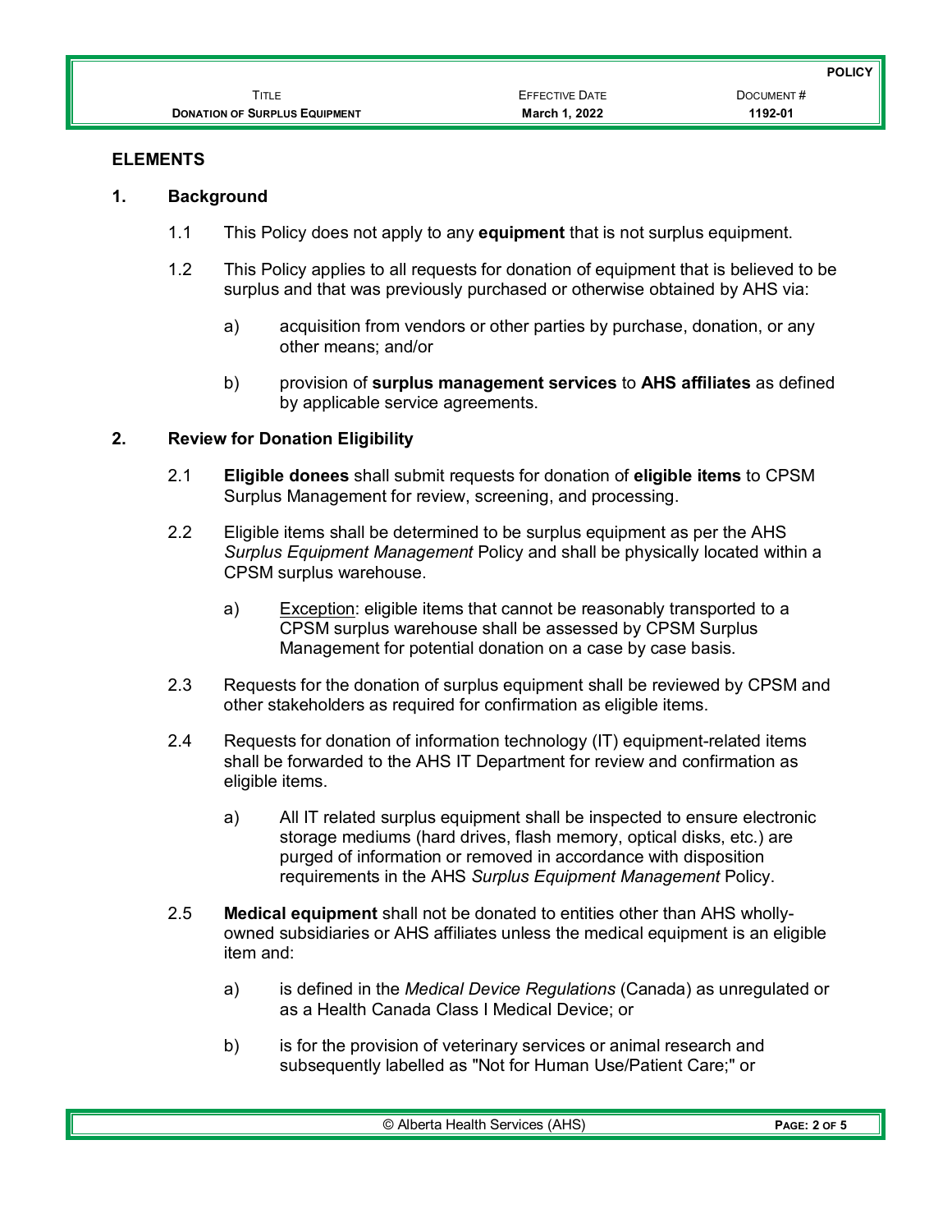## ELEMENTS

### 1. Background

1.1 This Policy does not apply to any **equipment** that is not surplus equipment.

1.2 This Policy applies to all requests for donation of equipment that is believed to be surplus and that was previously purchased or otherwise obtained by AHS via:

a) acquisition from vendors or other parties by purchase, donation, or any other means; and/or

b) provision of **surplus management services** to **AHS affiliates** as defined by applicable service agreements.

### 2. Review for Donation Eligibility

2.1 **Eligible donees** shall submit requests for donation of **eligible items** to CPSM Surplus Management for review, screening, and processing.

2.2 Eligible items shall be determined to be surplus equipment as per the AHS *Surplus Equipment Management* Policy and shall be physically located within a CPSM surplus warehouse.

a) <u>Exception</u>: eligible items that cannot be reasonably transported to a CPSM surplus warehouse shall be assessed by CPSM Surplus Management for potential donation on a case by case basis.

2.3 Requests for the donation of surplus equipment shall be reviewed by CPSM and other stakeholders as required for confirmation as eligible items.

2.4 Requests for donation of information technology (IT) equipment-related items shall be forwarded to the AHS IT Department for review and confirmation as eligible items.

a) All IT related surplus equipment shall be inspected to ensure electronic storage mediums (hard drives, flash memory, optical disks, etc.) are purged of information or removed in accordance with disposition requirements in the AHS *Surplus Equipment Management* Policy.

2.5 **Medical equipment** shall not be donated to entities other than AHS wholly-owned subsidiaries or AHS affiliates unless the medical equipment is an eligible item and:

a) is defined in the *Medical Device Regulations* (Canada) as unregulated or as a Health Canada Class I Medical Device; or

b) is for the provision of veterinary services or animal research and subsequently labelled as "Not for Human Use/Patient Care;" or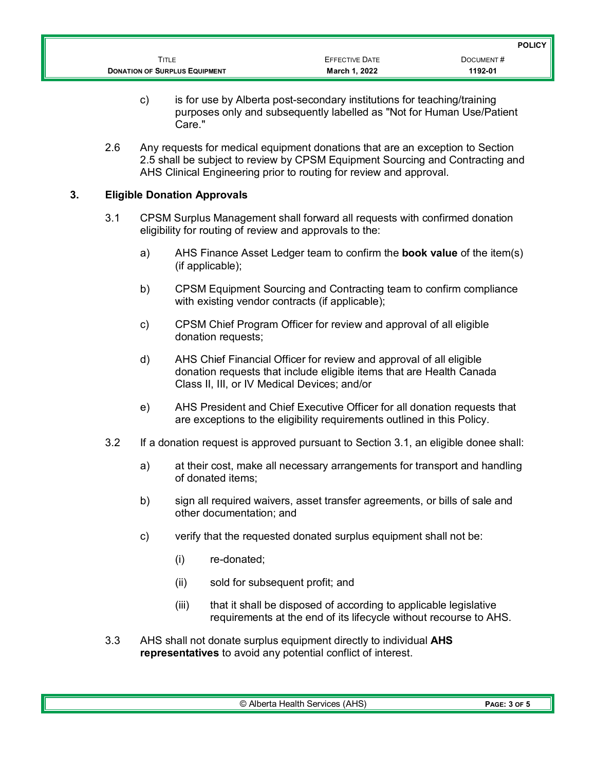c) is for use by Alberta post-secondary institutions for teaching/training purposes only and subsequently labelled as "Not for Human Use/Patient Care."

2.6 Any requests for medical equipment donations that are an exception to Section 2.5 shall be subject to review by CPSM Equipment Sourcing and Contracting and AHS Clinical Engineering prior to routing for review and approval.

## 3. Eligible Donation Approvals

3.1 CPSM Surplus Management shall forward all requests with confirmed donation eligibility for routing of review and approvals to the:

a) AHS Finance Asset Ledger team to confirm the **book value** of the item(s) (if applicable);

b) CPSM Equipment Sourcing and Contracting team to confirm compliance with existing vendor contracts (if applicable);

c) CPSM Chief Program Officer for review and approval of all eligible donation requests;

d) AHS Chief Financial Officer for review and approval of all eligible donation requests that include eligible items that are Health Canada Class II, III, or IV Medical Devices; and/or

e) AHS President and Chief Executive Officer for all donation requests that are exceptions to the eligibility requirements outlined in this Policy.

3.2 If a donation request is approved pursuant to Section 3.1, an eligible donee shall:

a) at their cost, make all necessary arrangements for transport and handling of donated items;

b) sign all required waivers, asset transfer agreements, or bills of sale and other documentation; and

c) verify that the requested donated surplus equipment shall not be:

(i) re-donated;

(ii) sold for subsequent profit; and

(iii) that it shall be disposed of according to applicable legislative requirements at the end of its lifecycle without recourse to AHS.

3.3 AHS shall not donate surplus equipment directly to individual **AHS representatives** to avoid any potential conflict of interest.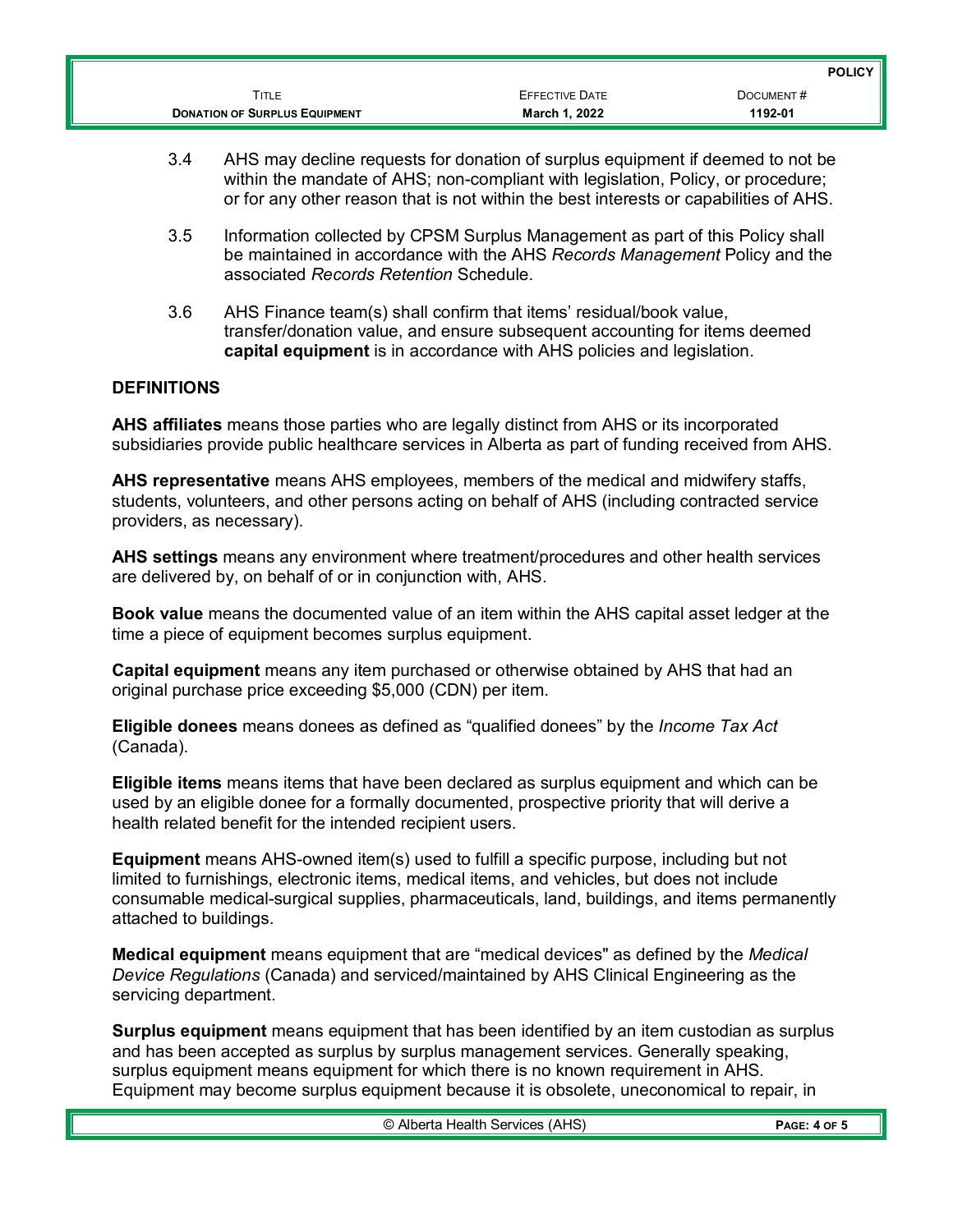3.4 AHS may decline requests for donation of surplus equipment if deemed to not be within the mandate of AHS; non-compliant with legislation, Policy, or procedure; or for any other reason that is not within the best interests or capabilities of AHS.

3.5 Information collected by CPSM Surplus Management as part of this Policy shall be maintained in accordance with the AHS *Records Management* Policy and the associated *Records Retention* Schedule.

3.6 AHS Finance team(s) shall confirm that items' residual/book value, transfer/donation value, and ensure subsequent accounting for items deemed **capital equipment** is in accordance with AHS policies and legislation.

## DEFINITIONS

**AHS affiliates** means those parties who are legally distinct from AHS or its incorporated subsidiaries provide public healthcare services in Alberta as part of funding received from AHS.

**AHS representative** means AHS employees, members of the medical and midwifery staffs, students, volunteers, and other persons acting on behalf of AHS (including contracted service providers, as necessary).

**AHS settings** means any environment where treatment/procedures and other health services are delivered by, on behalf of or in conjunction with, AHS.

**Book value** means the documented value of an item within the AHS capital asset ledger at the time a piece of equipment becomes surplus equipment.

**Capital equipment** means any item purchased or otherwise obtained by AHS that had an original purchase price exceeding $5,000 (CDN) per item.

**Eligible donees** means donees as defined as "qualified donees" by the *Income Tax Act* (Canada).

**Eligible items** means items that have been declared as surplus equipment and which can be used by an eligible donee for a formally documented, prospective priority that will derive a health related benefit for the intended recipient users.

**Equipment** means AHS-owned item(s) used to fulfill a specific purpose, including but not limited to furnishings, electronic items, medical items, and vehicles, but does not include consumable medical-surgical supplies, pharmaceuticals, land, buildings, and items permanently attached to buildings.

**Medical equipment** means equipment that are "medical devices" as defined by the *Medical Device Regulations* (Canada) and serviced/maintained by AHS Clinical Engineering as the servicing department.

**Surplus equipment** means equipment that has been identified by an item custodian as surplus and has been accepted as surplus by surplus management services. Generally speaking, surplus equipment means equipment for which there is no known requirement in AHS. Equipment may become surplus equipment because it is obsolete, uneconomical to repair, in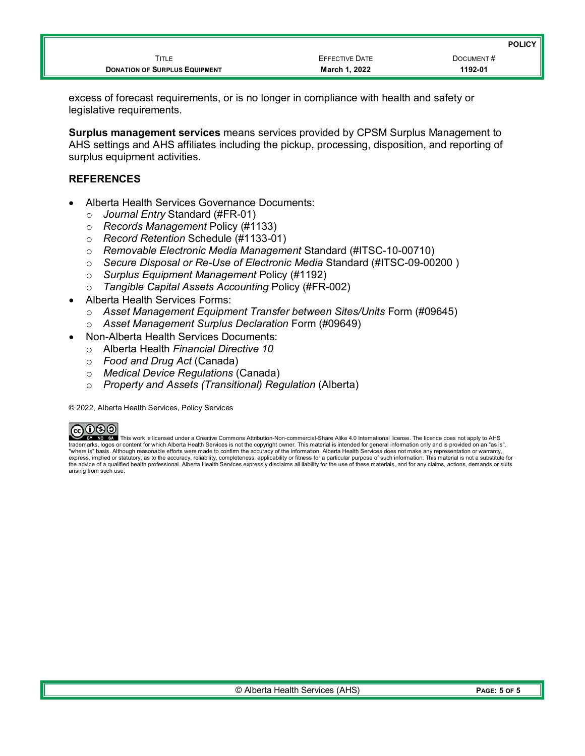excess of forecast requirements, or is no longer in compliance with health and safety or legislative requirements.

**Surplus management services** means services provided by CPSM Surplus Management to AHS settings and AHS affiliates including the pickup, processing, disposition, and reporting of surplus equipment activities.

## REFERENCES

- Alberta Health Services Governance Documents:
  - *Journal Entry* Standard (#FR-01)
  - *Records Management* Policy (#1133)
  - *Record Retention* Schedule (#1133-01)
  - *Removable Electronic Media Management* Standard (#ITSC-10-00710)
  - *Secure Disposal or Re-Use of Electronic Media* Standard (#ITSC-09-00200 )
  - *Surplus Equipment Management* Policy (#1192)
  - *Tangible Capital Assets Accounting* Policy (#FR-002)
- Alberta Health Services Forms:
  - *Asset Management Equipment Transfer between Sites/Units* Form (#09645)
  - *Asset Management Surplus Declaration* Form (#09649)
- Non-Alberta Health Services Documents:
  - Alberta Health *Financial Directive 10*
  - *Food and Drug Act* (Canada)
  - *Medical Device Regulations* (Canada)
  - *Property and Assets (Transitional) Regulation* (Alberta)

© 2022, Alberta Health Services, Policy Services

This work is licensed under a Creative Commons Attribution-Non-commercial-Share Alike 4.0 International license. The licence does not apply to AHS trademarks, logos or content for which Alberta Health Services is not the copyright owner. This material is intended for general information only and is provided on an "as is", "where is" basis. Although reasonable efforts were made to confirm the accuracy of the information, Alberta Health Services does not make any representation or warranty, express, implied or statutory, as to the accuracy, reliability, completeness, applicability or fitness for a particular purpose of such information. This material is not a substitute for the advice of a qualified health professional. Alberta Health Services expressly disclaims all liability for the use of these materials, and for any claims, actions, demands or suits arising from such use.